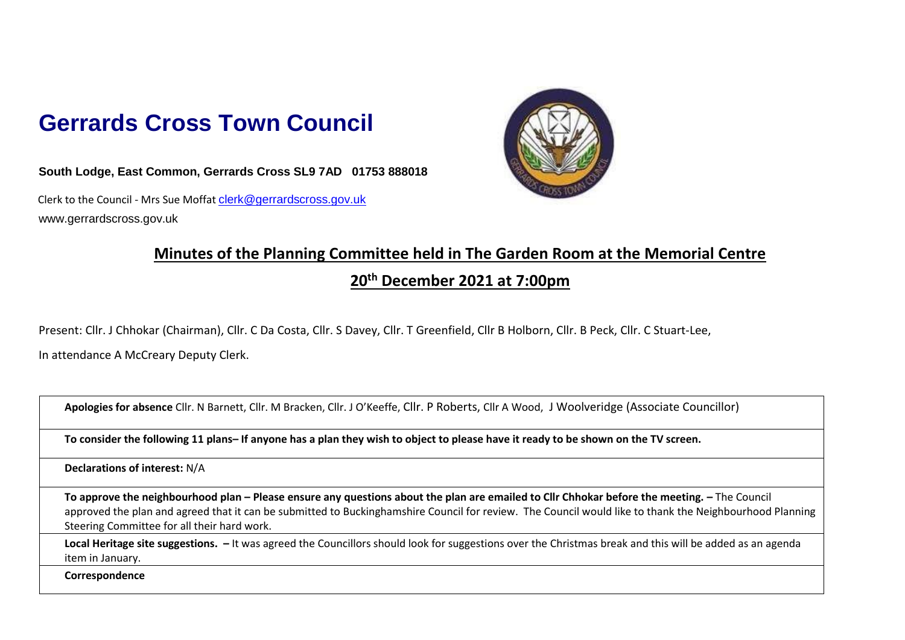# Gerrards Cross Town Council

**South Lodge, East Common, Gerrards Cross SL9 7AD 01753 888018**

Clerk to the Council - Mrs Sue Moffat clerk@gerrardscross.gov.uk
www.gerrardscross.gov.uk

## Minutes of the Planning Committee held in The Garden Room at the Memorial Centre

## 20th December 2021 at 7:00pm

Present: Cllr. J Chhokar (Chairman), Cllr. C Da Costa, Cllr. S Davey, Cllr. T Greenfield, Cllr B Holborn, Cllr. B Peck, Cllr. C Stuart-Lee,

In attendance A McCreary Deputy Clerk.

| |
|---|
| **Apologies for absence** Cllr. N Barnett, Cllr. M Bracken, Cllr. J O'Keeffe, Cllr. P Roberts, Cllr A Wood, J Woolveridge (Associate Councillor) |
| **To consider the following 11 plans– If anyone has a plan they wish to object to please have it ready to be shown on the TV screen.** |
| **Declarations of interest:** N/A |
| **To approve the neighbourhood plan – Please ensure any questions about the plan are emailed to Cllr Chhokar before the meeting. –** The Council approved the plan and agreed that it can be submitted to Buckinghamshire Council for review. The Council would like to thank the Neighbourhood Planning Steering Committee for all their hard work. |
| **Local Heritage site suggestions. –** It was agreed the Councillors should look for suggestions over the Christmas break and this will be added as an agenda item in January. |
| **Correspondence** |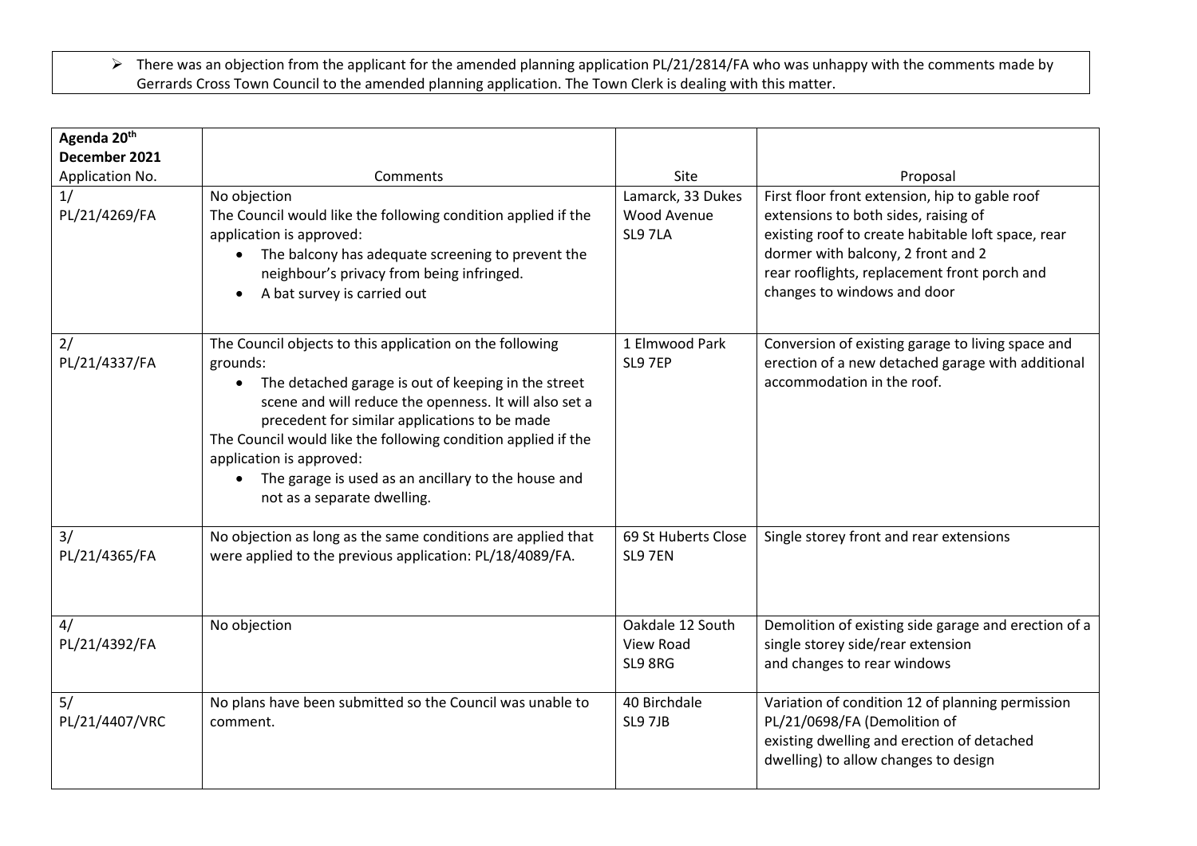- There was an objection from the applicant for the amended planning application PL/21/2814/FA who was unhappy with the comments made by Gerrards Cross Town Council to the amended planning application. The Town Clerk is dealing with this matter.

| Agenda 20th December 2021<br>Application No. | Comments | Site | Proposal |
|---|---|---|---|
| 1/<br>PL/21/4269/FA | No objection<br>The Council would like the following condition applied if the application is approved:<br>• The balcony has adequate screening to prevent the neighbour's privacy from being infringed.<br>• A bat survey is carried out | Lamarck, 33 Dukes Wood Avenue<br>SL9 7LA | First floor front extension, hip to gable roof extensions to both sides, raising of existing roof to create habitable loft space, rear dormer with balcony, 2 front and 2 rear rooflights, replacement front porch and changes to windows and door |
| 2/<br>PL/21/4337/FA | The Council objects to this application on the following grounds:<br>• The detached garage is out of keeping in the street scene and will reduce the openness. It will also set a precedent for similar applications to be made<br>The Council would like the following condition applied if the application is approved:<br>• The garage is used as an ancillary to the house and not as a separate dwelling. | 1 Elmwood Park<br>SL9 7EP | Conversion of existing garage to living space and erection of a new detached garage with additional accommodation in the roof. |
| 3/<br>PL/21/4365/FA | No objection as long as the same conditions are applied that were applied to the previous application: PL/18/4089/FA. | 69 St Huberts Close<br>SL9 7EN | Single storey front and rear extensions |
| 4/<br>PL/21/4392/FA | No objection | Oakdale 12 South View Road<br>SL9 8RG | Demolition of existing side garage and erection of a single storey side/rear extension and changes to rear windows |
| 5/<br>PL/21/4407/VRC | No plans have been submitted so the Council was unable to comment. | 40 Birchdale<br>SL9 7JB | Variation of condition 12 of planning permission PL/21/0698/FA (Demolition of existing dwelling and erection of detached dwelling) to allow changes to design |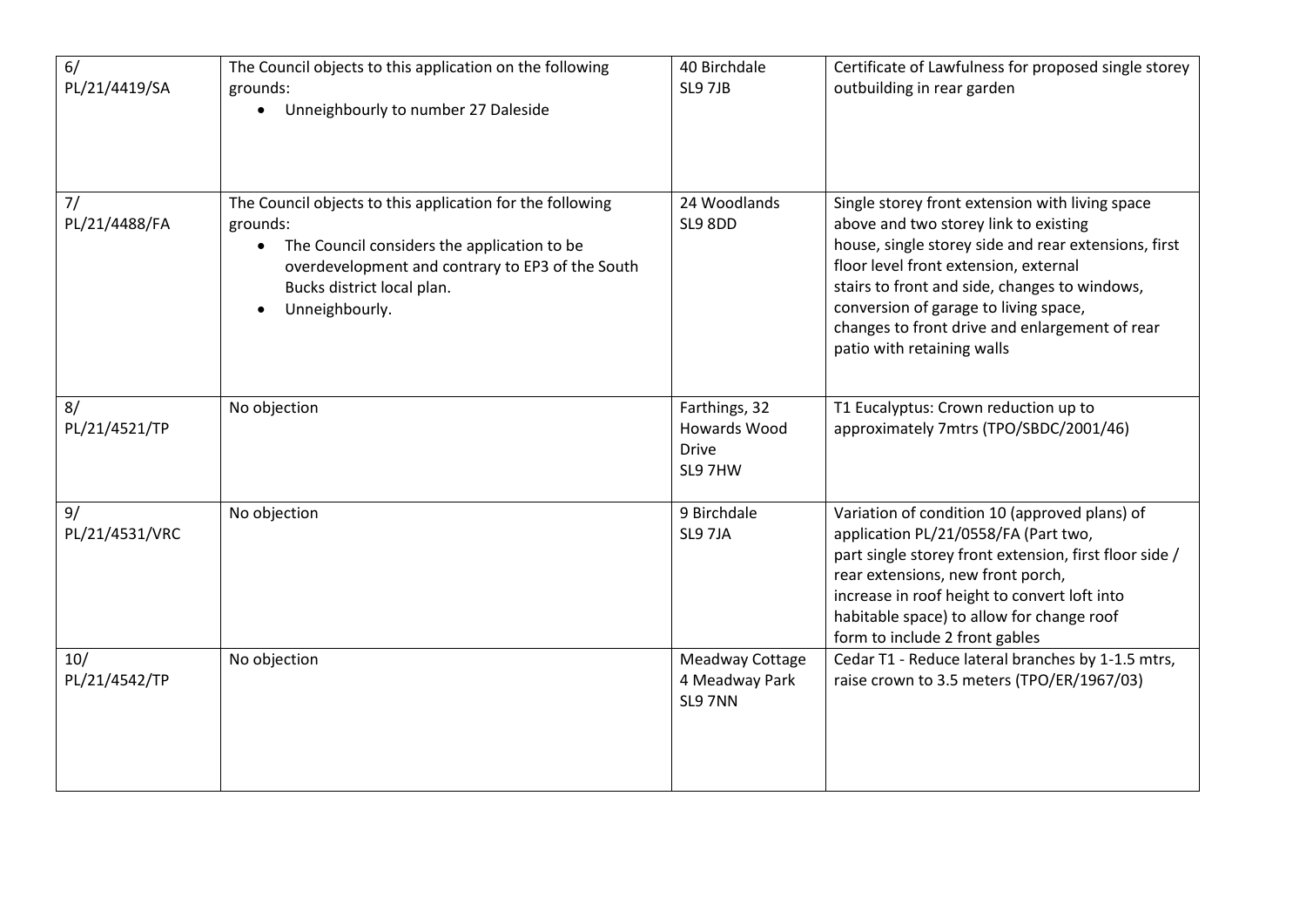| 6/ PL/21/4419/SA | The Council objects to this application on the following grounds:<br>• Unneighbourly to number 27 Daleside | 40 Birchdale SL9 7JB | Certificate of Lawfulness for proposed single storey outbuilding in rear garden |
|---|---|---|---|
| 7/ PL/21/4488/FA | The Council objects to this application for the following grounds:<br>• The Council considers the application to be overdevelopment and contrary to EP3 of the South Bucks district local plan.<br>• Unneighbourly. | 24 Woodlands SL9 8DD | Single storey front extension with living space above and two storey link to existing house, single storey side and rear extensions, first floor level front extension, external stairs to front and side, changes to windows, conversion of garage to living space, changes to front drive and enlargement of rear patio with retaining walls |
| 8/ PL/21/4521/TP | No objection | Farthings, 32 Howards Wood Drive SL9 7HW | T1 Eucalyptus: Crown reduction up to approximately 7mtrs (TPO/SBDC/2001/46) |
| 9/ PL/21/4531/VRC | No objection | 9 Birchdale SL9 7JA | Variation of condition 10 (approved plans) of application PL/21/0558/FA (Part two, part single storey front extension, first floor side / rear extensions, new front porch, increase in roof height to convert loft into habitable space) to allow for change roof form to include 2 front gables |
| 10/ PL/21/4542/TP | No objection | Meadway Cottage 4 Meadway Park SL9 7NN | Cedar T1 - Reduce lateral branches by 1-1.5 mtrs, raise crown to 3.5 meters (TPO/ER/1967/03) |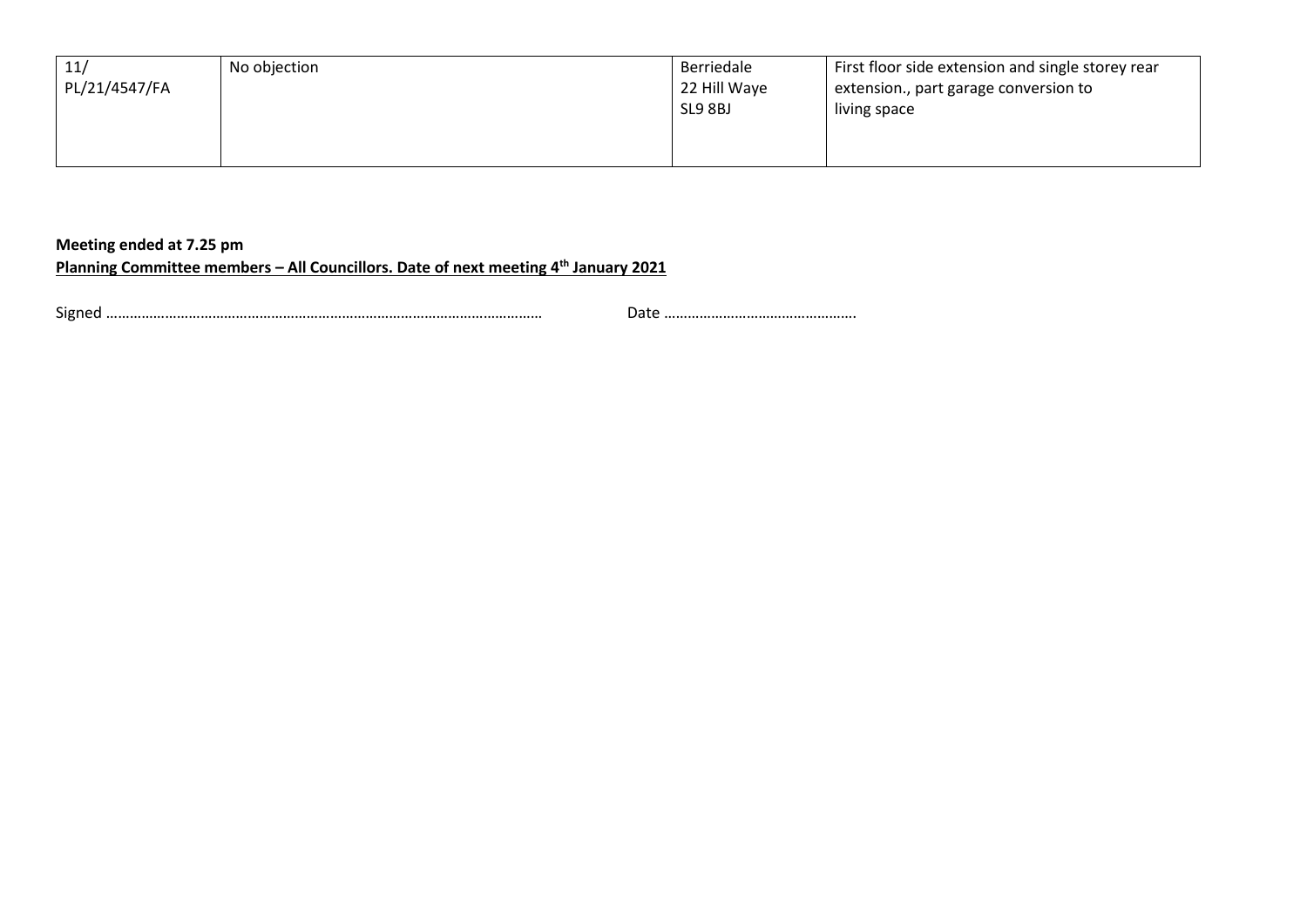| | | | |
|---|---|---|---|
| 11/ PL/21/4547/FA | No objection | Berriedale 22 Hill Waye SL9 8BJ | First floor side extension and single storey rear extension., part garage conversion to living space |

**Meeting ended at 7.25 pm**

**Planning Committee members – All Councillors. Date of next meeting 4th January 2021**

Signed ………………………………………………………………………………………………… Date ………………………………………….